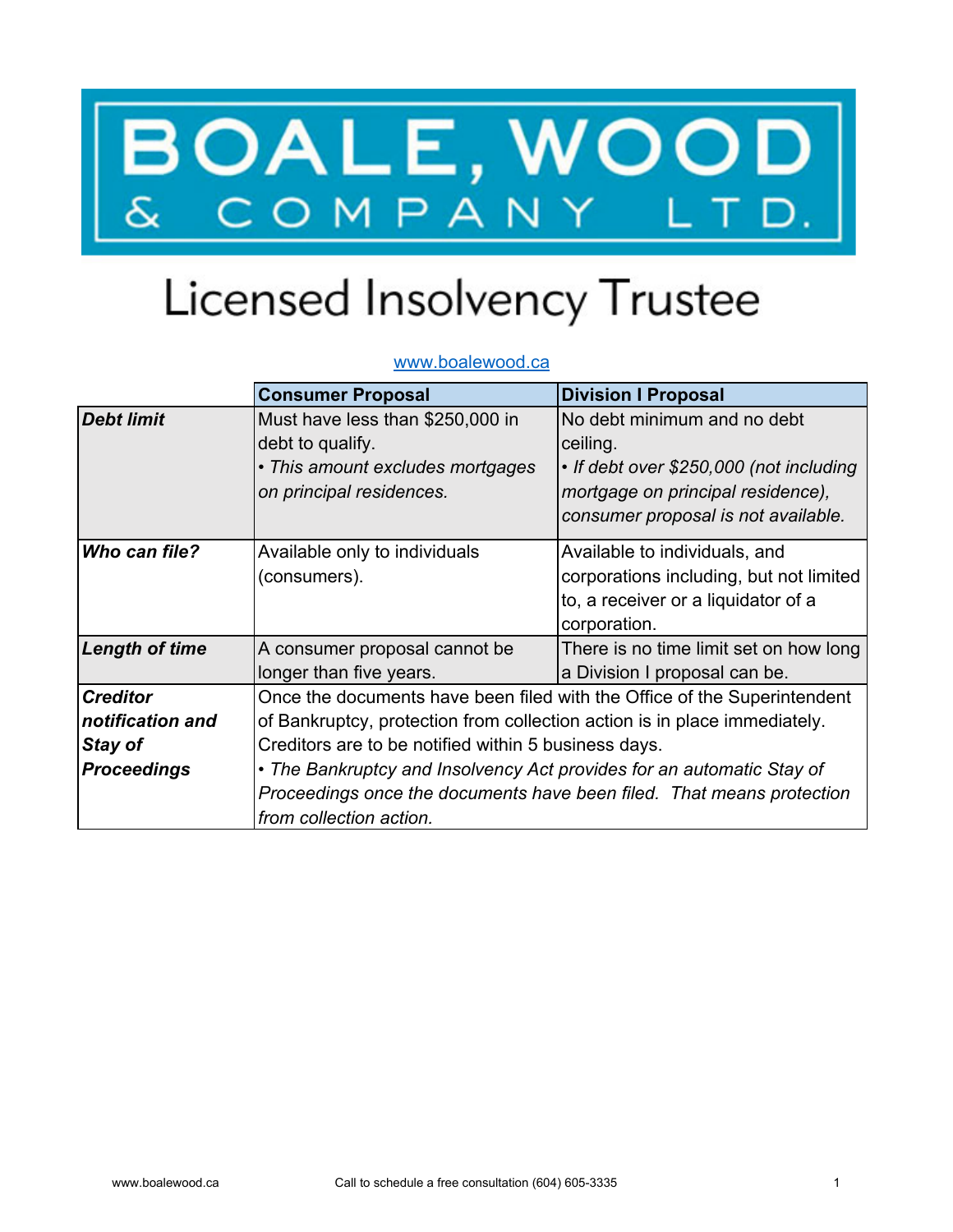# BOALE, WOOD & COMPANY LTD.

## Licensed Insolvency Trustee

www.boalewood.ca

| | Consumer Proposal | Division I Proposal |
|---|---|---|
| ***Debt limit*** | Must have less than $250,000 in debt to qualify.<br>• *This amount excludes mortgages on principal residences.* | No debt minimum and no debt ceiling.<br>• *If debt over $250,000 (not including mortgage on principal residence), consumer proposal is not available.* |
| ***Who can file?*** | Available only to individuals (consumers). | Available to individuals, and corporations including, but not limited to, a receiver or a liquidator of a corporation. |
| ***Length of time*** | A consumer proposal cannot be longer than five years. | There is no time limit set on how long a Division I proposal can be. |
| ***Creditor notification and Stay of Proceedings*** | Once the documents have been filed with the Office of the Superintendent of Bankruptcy, protection from collection action is in place immediately. Creditors are to be notified within 5 business days.<br>• *The Bankruptcy and Insolvency Act provides for an automatic Stay of Proceedings once the documents have been filed. That means protection from collection action.* | |

Call to schedule a free consultation (604) 605-3335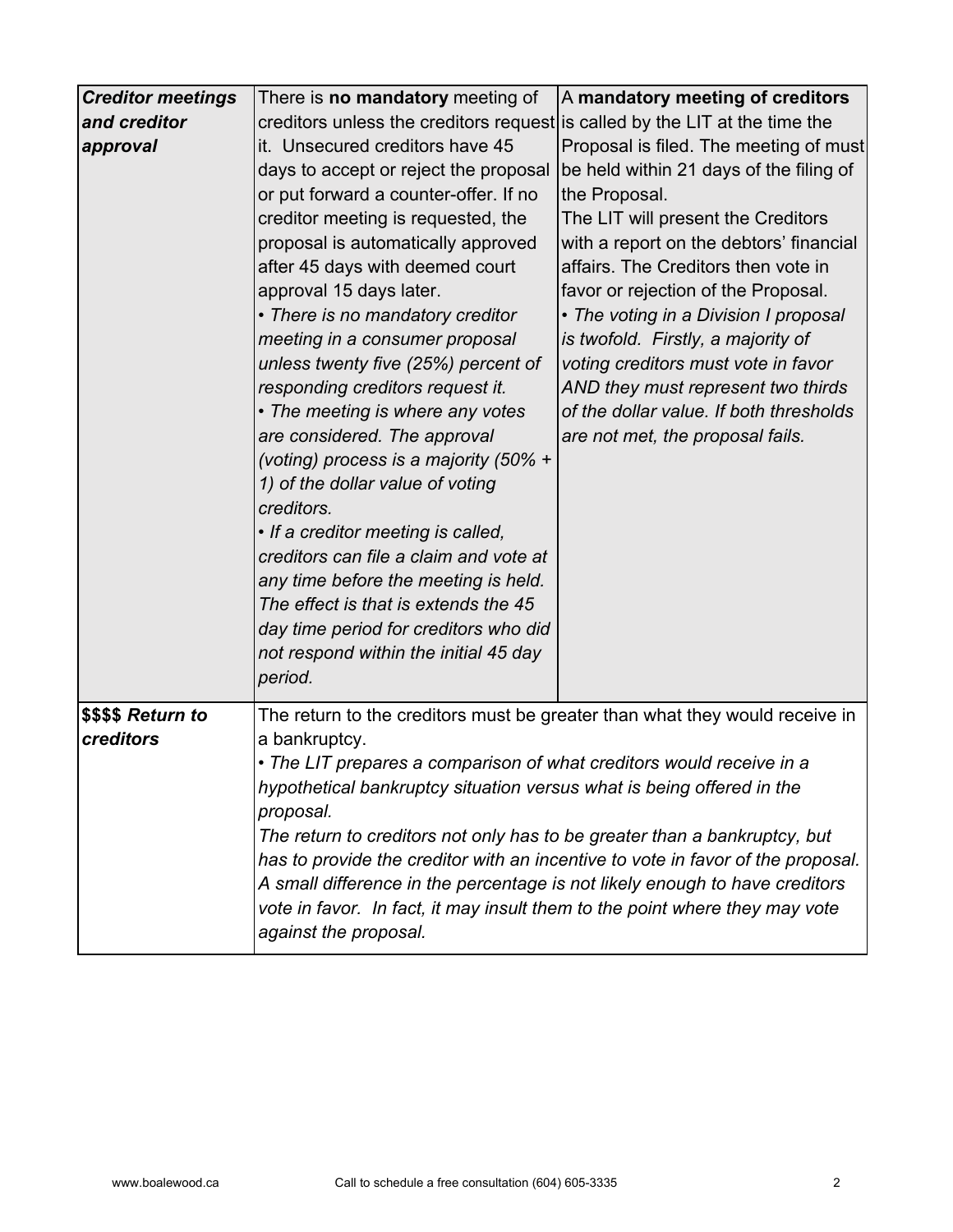| | | |
|---|---|---|
| ***Creditor meetings and creditor approval*** | There is **no mandatory** meeting of creditors unless the creditors request it. Unsecured creditors have 45 days to accept or reject the proposal or put forward a counter-offer. If no creditor meeting is requested, the proposal is automatically approved after 45 days with deemed court approval 15 days later.<br>• *There is no mandatory creditor meeting in a consumer proposal unless twenty five (25%) percent of responding creditors request it.*<br>• *The meeting is where any votes are considered. The approval (voting) process is a majority (50% + 1) of the dollar value of voting creditors.*<br>• *If a creditor meeting is called, creditors can file a claim and vote at any time before the meeting is held. The effect is that is extends the 45 day time period for creditors who did not respond within the initial 45 day period.* | A **mandatory meeting of creditors** is called by the LIT at the time the Proposal is filed. The meeting of must be held within 21 days of the filing of the Proposal.<br>The LIT will present the Creditors with a report on the debtors' financial affairs. The Creditors then vote in favor or rejection of the Proposal.<br>• *The voting in a Division I proposal is twofold. Firstly, a majority of voting creditors must vote in favor AND they must represent two thirds of the dollar value. If both thresholds are not met, the proposal fails.* |
| **$$$$ *Return to creditors*** | The return to the creditors must be greater than what they would receive in a bankruptcy.<br>• *The LIT prepares a comparison of what creditors would receive in a hypothetical bankruptcy situation versus what is being offered in the proposal.*<br>*The return to creditors not only has to be greater than a bankruptcy, but has to provide the creditor with an incentive to vote in favor of the proposal. A small difference in the percentage is not likely enough to have creditors vote in favor. In fact, it may insult them to the point where they may vote against the proposal.* | |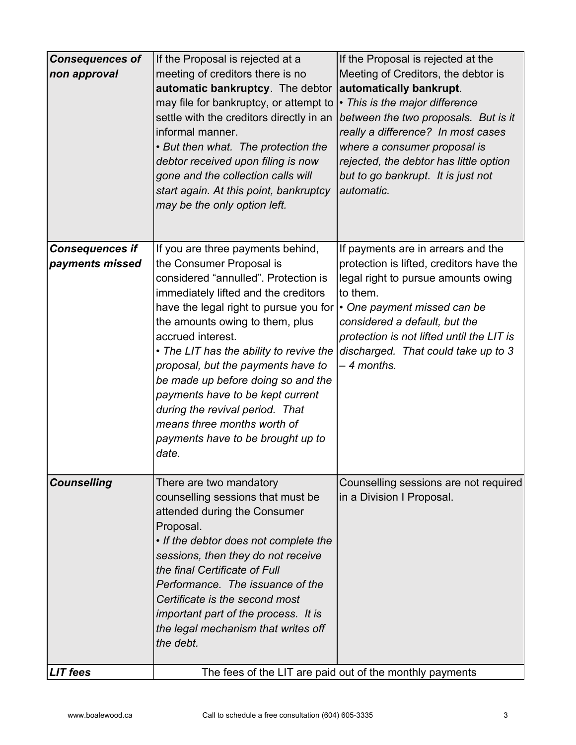| | | |
|---|---|---|
| ***Consequences of non approval*** | If the Proposal is rejected at a meeting of creditors there is no **automatic bankruptcy**. The debtor may file for bankruptcy, or attempt to settle with the creditors directly in an informal manner. <br>• *But then what. The protection the debtor received upon filing is now gone and the collection calls will start again. At this point, bankruptcy may be the only option left.* | If the Proposal is rejected at the Meeting of Creditors, the debtor is **automatically bankrupt**. <br>• *This is the major difference between the two proposals. But is it really a difference? In most cases where a consumer proposal is rejected, the debtor has little option but to go bankrupt. It is just not automatic.* |
| ***Consequences if payments missed*** | If you are three payments behind, the Consumer Proposal is considered "annulled". Protection is immediately lifted and the creditors have the legal right to pursue you for the amounts owing to them, plus accrued interest. <br>• *The LIT has the ability to revive the proposal, but the payments have to be made up before doing so and the payments have to be kept current during the revival period. That means three months worth of payments have to be brought up to date.* | If payments are in arrears and the protection is lifted, creditors have the legal right to pursue amounts owing to them. <br>• *One payment missed can be considered a default, but the protection is not lifted until the LIT is discharged. That could take up to 3 – 4 months.* |
| ***Counselling*** | There are two mandatory counselling sessions that must be attended during the Consumer Proposal. <br>• *If the debtor does not complete the sessions, then they do not receive the final Certificate of Full Performance. The issuance of the Certificate is the second most important part of the process. It is the legal mechanism that writes off the debt.* | Counselling sessions are not required in a Division I Proposal. |
| ***LIT fees*** | The fees of the LIT are paid out of the monthly payments | |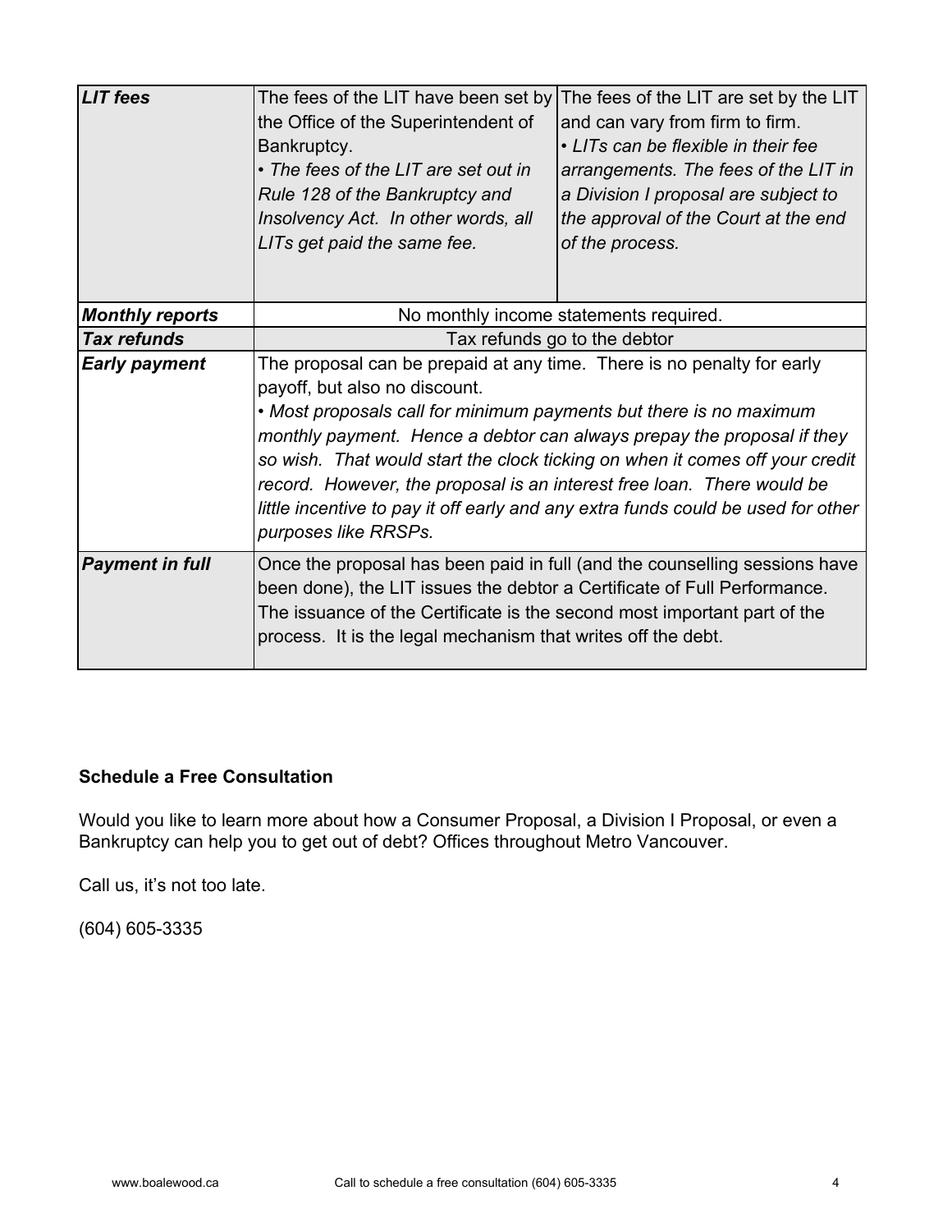| | | |
|---|---|---|
| ***LIT fees*** | The fees of the LIT have been set by the Office of the Superintendent of Bankruptcy.<br>• *The fees of the LIT are set out in Rule 128 of the Bankruptcy and Insolvency Act. In other words, all LITs get paid the same fee.* | The fees of the LIT are set by the LIT and can vary from firm to firm.<br>• *LITs can be flexible in their fee arrangements. The fees of the LIT in a Division I proposal are subject to the approval of the Court at the end of the process.* |
| ***Monthly reports*** | No monthly income statements required. | |
| ***Tax refunds*** | Tax refunds go to the debtor | |
| ***Early payment*** | The proposal can be prepaid at any time. There is no penalty for early payoff, but also no discount.<br>• *Most proposals call for minimum payments but there is no maximum monthly payment. Hence a debtor can always prepay the proposal if they so wish. That would start the clock ticking on when it comes off your credit record. However, the proposal is an interest free loan. There would be little incentive to pay it off early and any extra funds could be used for other purposes like RRSPs.* | |
| ***Payment in full*** | Once the proposal has been paid in full (and the counselling sessions have been done), the LIT issues the debtor a Certificate of Full Performance. The issuance of the Certificate is the second most important part of the process. It is the legal mechanism that writes off the debt. | |

**Schedule a Free Consultation**

Would you like to learn more about how a Consumer Proposal, a Division I Proposal, or even a Bankruptcy can help you to get out of debt? Offices throughout Metro Vancouver.

Call us, it's not too late.

(604) 605-3335